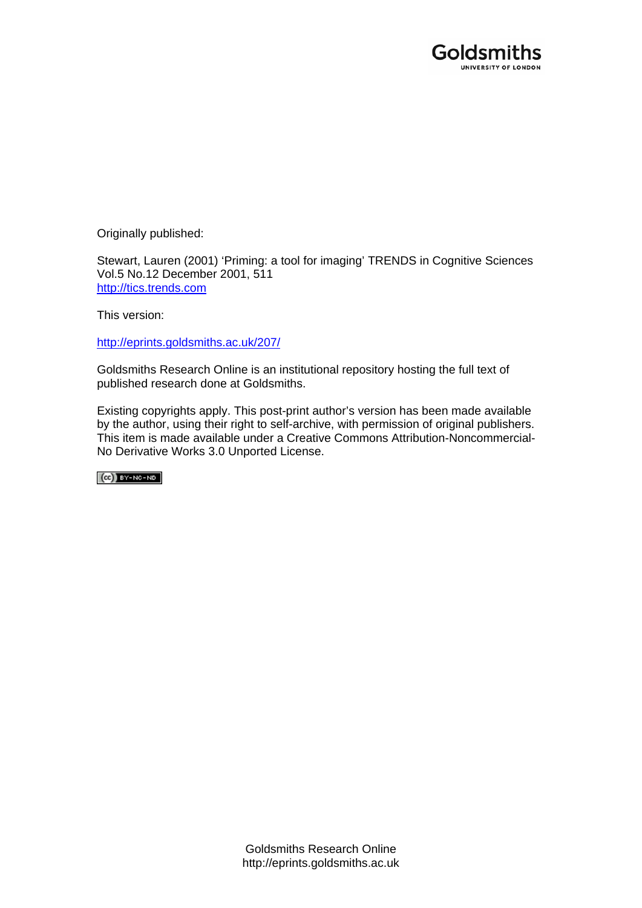Originally published:

Stewart, Lauren (2001) 'Priming: a tool for imaging' TRENDS in Cognitive Sciences Vol.5 No.12 December 2001, 511
http://tics.trends.com

This version:

http://eprints.goldsmiths.ac.uk/207/

Goldsmiths Research Online is an institutional repository hosting the full text of published research done at Goldsmiths.

Existing copyrights apply. This post-print author's version has been made available by the author, using their right to self-archive, with permission of original publishers. This item is made available under a Creative Commons Attribution-Noncommercial-No Derivative Works 3.0 Unported License.

Goldsmiths Research Online
http://eprints.goldsmiths.ac.uk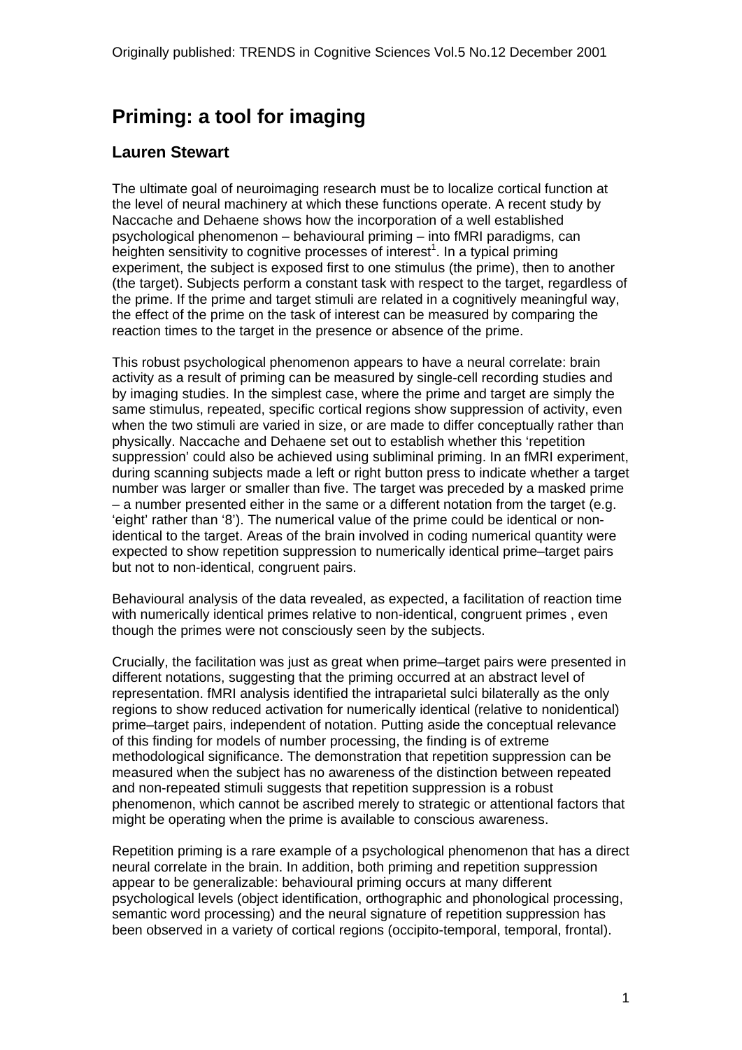# Priming: a tool for imaging

## Lauren Stewart

The ultimate goal of neuroimaging research must be to localize cortical function at the level of neural machinery at which these functions operate. A recent study by Naccache and Dehaene shows how the incorporation of a well established psychological phenomenon – behavioural priming – into fMRI paradigms, can heighten sensitivity to cognitive processes of interest[1]. In a typical priming experiment, the subject is exposed first to one stimulus (the prime), then to another (the target). Subjects perform a constant task with respect to the target, regardless of the prime. If the prime and target stimuli are related in a cognitively meaningful way, the effect of the prime on the task of interest can be measured by comparing the reaction times to the target in the presence or absence of the prime.

This robust psychological phenomenon appears to have a neural correlate: brain activity as a result of priming can be measured by single-cell recording studies and by imaging studies. In the simplest case, where the prime and target are simply the same stimulus, repeated, specific cortical regions show suppression of activity, even when the two stimuli are varied in size, or are made to differ conceptually rather than physically. Naccache and Dehaene set out to establish whether this 'repetition suppression' could also be achieved using subliminal priming. In an fMRI experiment, during scanning subjects made a left or right button press to indicate whether a target number was larger or smaller than five. The target was preceded by a masked prime – a number presented either in the same or a different notation from the target (e.g. 'eight' rather than '8'). The numerical value of the prime could be identical or non-identical to the target. Areas of the brain involved in coding numerical quantity were expected to show repetition suppression to numerically identical prime–target pairs but not to non-identical, congruent pairs.

Behavioural analysis of the data revealed, as expected, a facilitation of reaction time with numerically identical primes relative to non-identical, congruent primes , even though the primes were not consciously seen by the subjects.

Crucially, the facilitation was just as great when prime–target pairs were presented in different notations, suggesting that the priming occurred at an abstract level of representation. fMRI analysis identified the intraparietal sulci bilaterally as the only regions to show reduced activation for numerically identical (relative to nonidentical) prime–target pairs, independent of notation. Putting aside the conceptual relevance of this finding for models of number processing, the finding is of extreme methodological significance. The demonstration that repetition suppression can be measured when the subject has no awareness of the distinction between repeated and non-repeated stimuli suggests that repetition suppression is a robust phenomenon, which cannot be ascribed merely to strategic or attentional factors that might be operating when the prime is available to conscious awareness.

Repetition priming is a rare example of a psychological phenomenon that has a direct neural correlate in the brain. In addition, both priming and repetition suppression appear to be generalizable: behavioural priming occurs at many different psychological levels (object identification, orthographic and phonological processing, semantic word processing) and the neural signature of repetition suppression has been observed in a variety of cortical regions (occipito-temporal, temporal, frontal).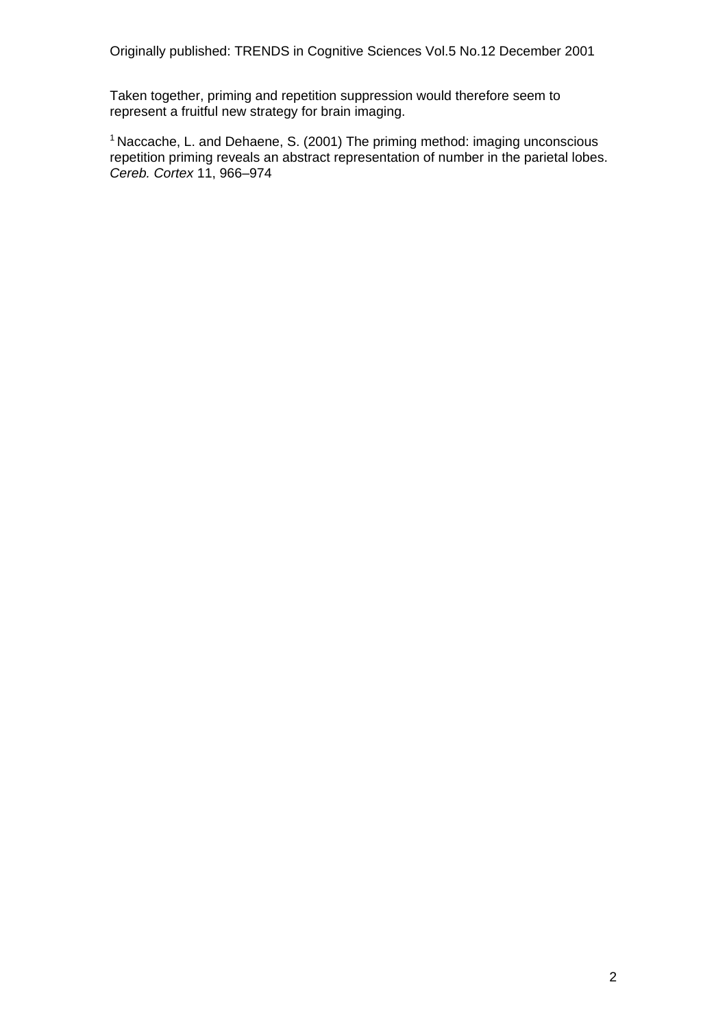Taken together, priming and repetition suppression would therefore seem to represent a fruitful new strategy for brain imaging.

[1] Naccache, L. and Dehaene, S. (2001) The priming method: imaging unconscious repetition priming reveals an abstract representation of number in the parietal lobes. *Cereb. Cortex* 11, 966–974